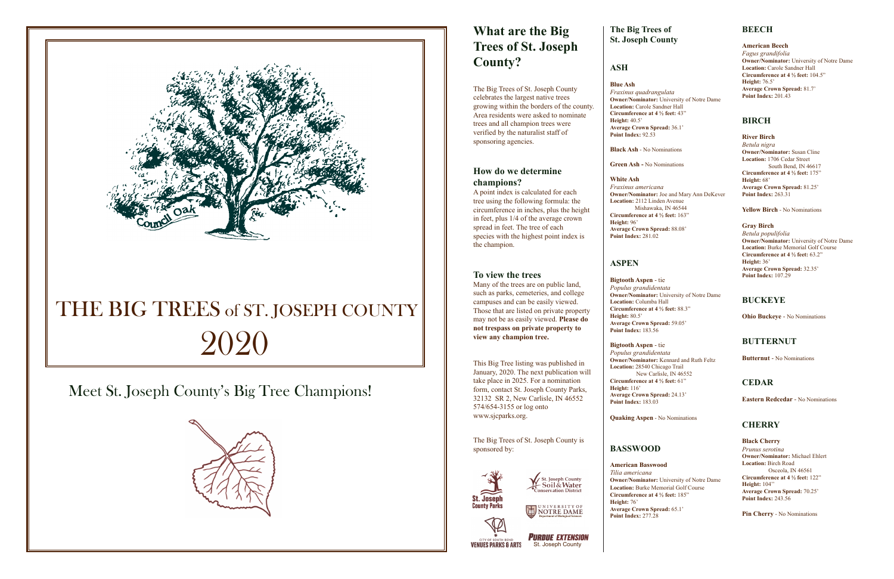# THE BIG TREES of ST. JOSEPH COUNTY 2020

Meet St. Joseph County's Big Tree Champions!

## What are the Big Trees of St. Joseph County?

The Big Trees of St. Joseph County celebrates the largest native trees growing within the borders of the county. Area residents were asked to nominate trees and all champion trees were verified by the naturalist staff of sponsoring agencies.

### How do we determine champions?

A point index is calculated for each tree using the following formula: the circumference in inches, plus the height in feet, plus 1/4 of the average crown spread in feet. The tree of each species with the highest point index is the champion.

### To view the trees

Many of the trees are on public land, such as parks, cemeteries, and college campuses and can be easily viewed. Those that are listed on private property may not be as easily viewed. **Please do not trespass on private property to view any champion tree.**

This Big Tree listing was published in January, 2020. The next publication will take place in 2025. For a nomination form, contact St. Joseph County Parks, 32132 SR 2, New Carlisle, IN 46552 574/654-3155 or log onto www.sjcparks.org.

The Big Trees of St. Joseph County is sponsored by:

St. Joseph County Parks
St. Joseph County Soil & Water Conservation District
City of South Bend Venues Parks & Arts
University of Notre Dame Department of Biological Sciences
Purdue Extension St. Joseph County

## The Big Trees of St. Joseph County

### ASH

**Blue Ash**
*Fraxinus quadrangulata*
**Owner/Nominator:** University of Notre Dame
**Location:** Carole Sandner Hall
**Circumference at 4 ½ feet:** 43"
**Height:** 40.5'
**Average Crown Spread:** 36.1'
**Point Index:** 92.53

**Black Ash** - No Nominations

**Green Ash -** No Nominations

**White Ash**
*Fraxinus americana*
**Owner/Nominator:** Joe and Mary Ann DeKever
**Location:** 2112 Linden Avenue
Mishawaka, IN 46544
**Circumference at 4 ½ feet:** 163"
**Height:** 96'
**Average Crown Spread:** 88.08'
**Point Index:** 281.02

### ASPEN

**Bigtooth Aspen** - tie
*Populus grandidentata*
**Owner/Nominator:** University of Notre Dame
**Location:** Columba Hall
**Circumference at 4 ½ feet:** 88.3"
**Height:** 80.5'
**Average Crown Spread:** 59.05'
**Point Index:** 183.56

**Bigtooth Aspen** - tie
*Populus grandidentata*
**Owner/Nominator:** Kennard and Ruth Feltz
**Location:** 28540 Chicago Trail
New Carlisle, IN 46552
**Circumference at 4 ½ feet:** 61"
**Height:** 116'
**Average Crown Spread:** 24.13'
**Point Index:** 183.03

**Quaking Aspen** - No Nominations

### BASSWOOD

**American Basswood**
*Tilia americana*
**Owner/Nominator:** University of Notre Dame
**Location:** Burke Memorial Golf Course
**Circumference at 4 ½ feet:** 185"
**Height:** 76'
**Average Crown Spread:** 65.1'
**Point Index:** 277.28

### BEECH

**American Beech**
*Fagus grandifolia*
**Owner/Nominator:** University of Notre Dame
**Location:** Carole Sandner Hall
**Circumference at 4 ½ feet:** 104.5"
**Height:** 76.5'
**Average Crown Spread:** 81.7'
**Point Index:** 201.43

### BIRCH

**River Birch**
*Betula nigra*
**Owner/Nominator:** Susan Cline
**Location:** 1706 Cedar Street
South Bend, IN 46617
**Circumference at 4 ½ feet:** 175"
**Height:** 68'
**Average Crown Spread:** 81.25'
**Point Index:** 263.31

**Yellow Birch** - No Nominations

**Gray Birch**
*Betula populifolia*
**Owner/Nominator:** University of Notre Dame
**Location:** Burke Memorial Golf Course
**Circumference at 4 ½ feet:** 63.2"
**Height:** 36'
**Average Crown Spread:** 32.35'
**Point Index:** 107.29

### BUCKEYE

**Ohio Buckeye** - No Nominations

### BUTTERNUT

**Butternut** - No Nominations

### CEDAR

**Eastern Redcedar -** No Nominations

### CHERRY

**Black Cherry**
*Prunus serotina*
**Owner/Nominator:** Michael Ehlert
**Location:** Birch Road
Osceola, IN 46561
**Circumference at 4 ½ feet:** 122"
**Height:** 104'
**Average Crown Spread:** 70.25'
**Point Index:** 243.56

**Pin Cherry** - No Nominations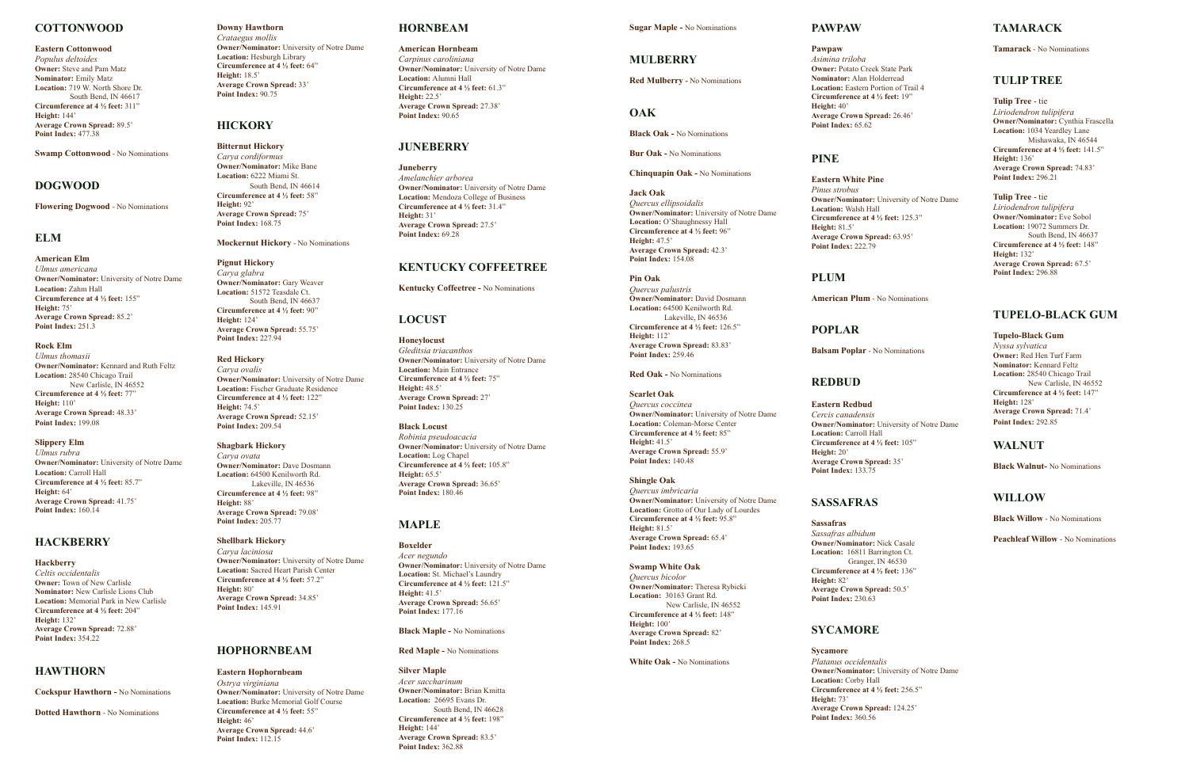## COTTONWOOD

**Eastern Cottonwood**
*Populus deltoides*
**Owner:** Steve and Pam Matz
**Nominator:** Emily Matz
**Location:** 719 W. North Shore Dr.
South Bend, IN 46617
**Circumference at 4 ½ feet:** 311"
**Height:** 144'
**Average Crown Spread:** 89.5'
**Point Index:** 477.38

**Swamp Cottonwood** - No Nominations

## DOGWOOD

**Flowering Dogwood** - No Nominations

## ELM

**American Elm**
*Ulmus americana*
**Owner/Nominator:** University of Notre Dame
**Location:** Zahm Hall
**Circumference at 4 ½ feet:** 155"
**Height:** 75'
**Average Crown Spread:** 85.2'
**Point Index:** 251.3

**Rock Elm**
*Ulmus thomasii*
**Owner/Nominator:** Kennard and Ruth Feltz
**Location:** 28540 Chicago Trail
New Carlisle, IN 46552
**Circumference at 4 ½ feet:** 77"
**Height:** 110'
**Average Crown Spread:** 48.33'
**Point Index:** 199.08

**Slippery Elm**
*Ulmus rubra*
**Owner/Nominator:** University of Notre Dame
**Location:** Carroll Hall
**Circumference at 4 ½ feet:** 85.7"
**Height:** 64'
**Average Crown Spread:** 41.75'
**Point Index:** 160.14

## HACKBERRY

**Hackberry**
*Celtis occidentalis*
**Owner:** Town of New Carlisle
**Nominator:** New Carlisle Lions Club
**Location:** Memorial Park in New Carlisle
**Circumference at 4 ½ feet:** 204"
**Height:** 132'
**Average Crown Spread:** 72.88'
**Point Index:** 354.22

## HAWTHORN

**Cockspur Hawthorn -** No Nominations

**Dotted Hawthorn** - No Nominations

**Downy Hawthorn**
*Crataegus mollis*
**Owner/Nominator:** University of Notre Dame
**Location:** Hesburgh Library
**Circumference at 4 ½ feet:** 64"
**Height:** 18.5'
**Average Crown Spread:** 33'
**Point Index:** 90.75

## HICKORY

**Bitternut Hickory**
*Carya cordiformus*
**Owner/Nominator:** Mike Bane
**Location:** 6222 Miami St.
South Bend, IN 46614
**Circumference at 4 ½ feet:** 58"
**Height:** 92'
**Average Crown Spread:** 75'
**Point Index:** 168.75

**Mockernut Hickory** - No Nominations

**Pignut Hickory**
*Carya glabra*
**Owner/Nominator:** Gary Weaver
**Location:** 51572 Teasdale Ct.
South Bend, IN 46637
**Circumference at 4 ½ feet:** 90"
**Height:** 124'
**Average Crown Spread:** 55.75'
**Point Index:** 227.94

**Red Hickory**
*Carya ovalis*
**Owner/Nominator:** University of Notre Dame
**Location:** Fischer Graduate Residence
**Circumference at 4 ½ feet:** 122"
**Height:** 74.5'
**Average Crown Spread:** 52.15'
**Point Index:** 209.54

**Shagbark Hickory**
*Carya ovata*
**Owner/Nominator:** Dave Dosmann
**Location:** 64500 Kenilworth Rd.
Lakeville, IN 46536
**Circumference at 4 ½ feet:** 98"
**Height:** 88'
**Average Crown Spread:** 79.08'
**Point Index:** 205.77

**Shellbark Hickory**
*Carya laciniosa*
**Owner/Nominator:** University of Notre Dame
**Location:** Sacred Heart Parish Center
**Circumference at 4 ½ feet:** 57.2"
**Height:** 80'
**Average Crown Spread:** 34.85'
**Point Index:** 145.91

## HOPHORNBEAM

**Eastern Hophornbeam**
*Ostrya virginiana*
**Owner/Nominator:** University of Notre Dame
**Location:** Burke Memorial Golf Course
**Circumference at 4 ½ feet:** 55"
**Height:** 46'
**Average Crown Spread:** 44.6'
**Point Index:** 112.15

## HORNBEAM

**American Hornbeam**
*Carpinus caroliniana*
**Owner/Nominator:** University of Notre Dame
**Location:** Alumni Hall
**Circumference at 4 ½ feet:** 61.3"
**Height:** 22.5'
**Average Crown Spread:** 27.38'
**Point Index:** 90.65

## JUNEBERRY

**Juneberry**
*Amelanchier arborea*
**Owner/Nominator:** University of Notre Dame
**Location:** Mendoza College of Business
**Circumference at 4 ½ feet:** 31.4"
**Height:** 31'
**Average Crown Spread:** 27.5'
**Point Index:** 69.28

## KENTUCKY COFFEETREE

**Kentucky Coffeetree -** No Nominations

## LOCUST

**Honeylocust**
*Gleditsia triacanthos*
**Owner/Nominator:** University of Notre Dame
**Location:** Main Entrance
**Circumference at 4 ½ feet:** 75"
**Height:** 48.5'
**Average Crown Spread:** 27'
**Point Index:** 130.25

**Black Locust**
*Robinia pseudoacacia*
**Owner/Nominator:** University of Notre Dame
**Location:** Log Chapel
**Circumference at 4 ½ feet:** 105.8"
**Height:** 65.5'
**Average Crown Spread:** 36.65'
**Point Index:** 180.46

## MAPLE

**Boxelder**
*Acer negundo*
**Owner/Nominator:** University of Notre Dame
**Location:** St. Michael's Laundry
**Circumference at 4 ½ feet:** 121.5"
**Height:** 41.5'
**Average Crown Spread:** 56.65'
**Point Index:** 177.16

**Black Maple -** No Nominations

**Red Maple -** No Nominations

**Silver Maple**
*Acer saccharinum*
**Owner/Nominator:** Brian Kmitta
**Location:** 26695 Evans Dr.
South Bend, IN 46628
**Circumference at 4 ½ feet:** 198"
**Height:** 144'
**Average Crown Spread:** 83.5'
**Point Index:** 362.88

**Sugar Maple -** No Nominations

## MULBERRY

**Red Mulberry -** No Nominations

## OAK

**Black Oak -** No Nominations

**Bur Oak -** No Nominations

**Chinquapin Oak -** No Nominations

**Jack Oak**
*Quercus ellipsoidalis*
**Owner/Nominator:** University of Notre Dame
**Location:** O'Shaughnessy Hall
**Circumference at 4 ½ feet:** 96"
**Height:** 47.5'
**Average Crown Spread:** 42.3'
**Point Index:** 154.08

**Pin Oak**
*Quercus palustris*
**Owner/Nominator:** David Dosmann
**Location:** 64500 Kenilworth Rd.
Lakeville, IN 46536
**Circumference at 4 ½ feet:** 126.5"
**Height:** 112'
**Average Crown Spread:** 83.83'
**Point Index:** 259.46

**Red Oak -** No Nominations

**Scarlet Oak**
*Quercus coccinea*
**Owner/Nominator:** University of Notre Dame
**Location:** Coleman-Morse Center
**Circumference at 4 ½ feet:** 85"
**Height:** 41.5'
**Average Crown Spread:** 55.9'
**Point Index:** 140.48

**Shingle Oak**
*Quercus imbricaria*
**Owner/Nominator:** University of Notre Dame
**Location:** Grotto of Our Lady of Lourdes
**Circumference at 4 ½ feet:** 95.8"
**Height:** 81.5'
**Average Crown Spread:** 65.4'
**Point Index:** 193.65

**Swamp White Oak**
*Quercus bicolor*
**Owner/Nominator:** Theresa Rybicki
**Location:** 30163 Grant Rd.
New Carlisle, IN 46552
**Circumference at 4 ½ feet:** 148"
**Height:** 100'
**Average Crown Spread:** 82'
**Point Index:** 268.5

**White Oak -** No Nominations

## PAWPAW

**Pawpaw**
*Asimina triloba*
**Owner:** Potato Creek State Park
**Nominator:** Alan Holderread
**Location:** Eastern Portion of Trail 4
**Circumference at 4 ½ feet:** 19"
**Height:** 40'
**Average Crown Spread:** 26.46'
**Point Index:** 65.62

## PINE

**Eastern White Pine**
*Pinus strobus*
**Owner/Nominator:** University of Notre Dame
**Location:** Walsh Hall
**Circumference at 4 ½ feet:** 125.3"
**Height:** 81.5'
**Average Crown Spread:** 63.95'
**Point Index:** 222.79

## PLUM

**American Plum** - No Nominations

## POPLAR

**Balsam Poplar** - No Nominations

## REDBUD

**Eastern Redbud**
*Cercis canadensis*
**Owner/Nominator:** University of Notre Dame
**Location:** Carroll Hall
**Circumference at 4 ½ feet:** 105"
**Height:** 20'
**Average Crown Spread:** 35'
**Point Index:** 133.75

## SASSAFRAS

**Sassafras**
*Sassafras albidum*
**Owner/Nominator:** Nick Casale
**Location:** 16811 Barrington Ct.
Granger, IN 46530
**Circumference at 4 ½ feet:** 136"
**Height:** 82'
**Average Crown Spread:** 50.5'
**Point Index:** 230.63

## SYCAMORE

**Sycamore**
*Platanus occidentalis*
**Owner/Nominator:** University of Notre Dame
**Location:** Corby Hall
**Circumference at 4 ½ feet:** 256.5"
**Height:** 73'
**Average Crown Spread:** 124.25'
**Point Index:** 360.56

## TAMARACK

**Tamarack** - No Nominations

## TULIP TREE

**Tulip Tree** - tie
*Liriodendron tulipifera*
**Owner/Nominator:** Cynthia Frascella
**Location:** 1034 Yeardley Lane
Mishawaka, IN 46544
**Circumference at 4 ½ feet:** 141.5"
**Height:** 136'
**Average Crown Spread:** 74.83'
**Point Index:** 296.21

**Tulip Tree** - tie
*Liriodendron tulipifera*
**Owner/Nominator:** Eve Sobol
**Location:** 19072 Summers Dr.
South Bend, IN 46637
**Circumference at 4 ½ feet:** 148"
**Height:** 132'
**Average Crown Spread:** 67.5'
**Point Index:** 296.88

## TUPELO-BLACK GUM

**Tupelo-Black Gum**
*Nyssa sylvatica*
**Owner:** Red Hen Turf Farm
**Nominator:** Kennard Feltz
**Location:** 28540 Chicago Trail
New Carlisle, IN 46552
**Circumference at 4 ½ feet:** 147"
**Height:** 128'
**Average Crown Spread:** 71.4'
**Point Index:** 292.85

## WALNUT

**Black Walnut-** No Nominations

## WILLOW

**Black Willow** - No Nominations

**Peachleaf Willow** - No Nominations